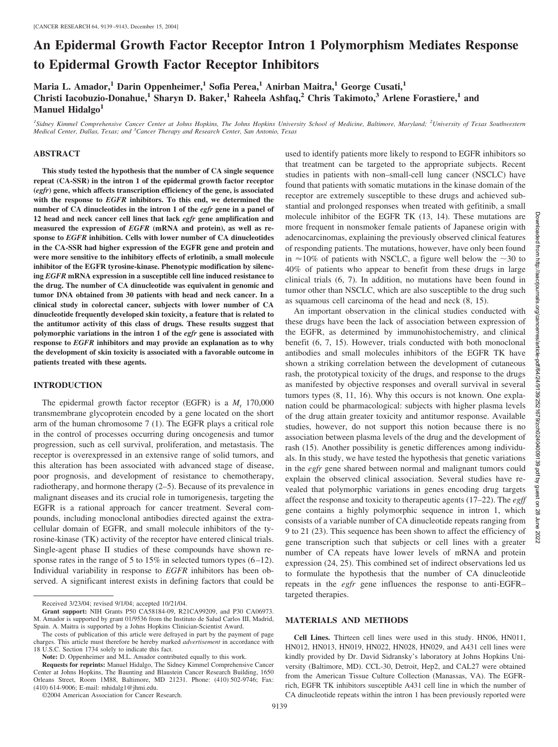# An Epidermal Growth Factor Receptor Intron 1 Polymorphism Mediates Response to Epidermal Growth Factor Receptor Inhibitors

**Maria L. Amador,[1] Darin Oppenheimer,[1] Sofia Perea,[1] Anirban Maitra,[1] George Cusati,[1] Christi Iacobuzio-Donahue,[1] Sharyn D. Baker,[1] Raheela Ashfaq,[2] Chris Takimoto,[3] Arlene Forastiere,[1] and Manuel Hidalgo[1]**

[1]*Sidney Kimmel Comprehensive Cancer Center at Johns Hopkins, The Johns Hopkins University School of Medicine, Baltimore, Maryland;* [2]*University of Texas Southwestern Medical Center, Dallas, Texas; and* [3]*Cancer Therapy and Research Center, San Antonio, Texas*

## ABSTRACT

**This study tested the hypothesis that the number of CA single sequence repeat (CA-SSR) in the intron 1 of the epidermal growth factor receptor (*egfr*) gene, which affects transcription efficiency of the gene, is associated with the response to *EGFR* inhibitors. To this end, we determined the number of CA dinucleotides in the intron 1 of the *egfr* gene in a panel of 12 head and neck cancer cell lines that lack *egfr* gene amplification and measured the expression of *EGFR* (mRNA and protein), as well as response to *EGFR* inhibition. Cells with lower number of CA dinucleotides in the CA-SSR had higher expression of the EGFR gene and protein and were more sensitive to the inhibitory effects of erlotinib, a small molecule inhibitor of the EGFR tyrosine-kinase. Phenotypic modification by silencing *EGFR* mRNA expression in a susceptible cell line induced resistance to the drug. The number of CA dinucleotide was equivalent in genomic and tumor DNA obtained from 30 patients with head and neck cancer. In a clinical study in colorectal cancer, subjects with lower number of CA dinucleotide frequently developed skin toxicity, a feature that is related to the antitumor activity of this class of drugs. These results suggest that polymorphic variations in the intron 1 of the *egfr* gene is associated with response to *EGFR* inhibitors and may provide an explanation as to why the development of skin toxicity is associated with a favorable outcome in patients treated with these agents.**

## INTRODUCTION

The epidermal growth factor receptor (EGFR) is a $M_r$ 170,000 transmembrane glycoprotein encoded by a gene located on the short arm of the human chromosome 7 (1). The EGFR plays a critical role in the control of processes occurring during oncogenesis and tumor progression, such as cell survival, proliferation, and metastasis. The receptor is overexpressed in an extensive range of solid tumors, and this alteration has been associated with advanced stage of disease, poor prognosis, and development of resistance to chemotherapy, radiotherapy, and hormone therapy (2–5). Because of its prevalence in malignant diseases and its crucial role in tumorigenesis, targeting the EGFR is a rational approach for cancer treatment. Several compounds, including monoclonal antibodies directed against the extracellular domain of EGFR, and small molecule inhibitors of the tyrosine-kinase (TK) activity of the receptor have entered clinical trials. Single-agent phase II studies of these compounds have shown response rates in the range of 5 to 15% in selected tumors types (6–12). Individual variability in response to *EGFR* inhibitors has been observed. A significant interest exists in defining factors that could be used to identify patients more likely to respond to EGFR inhibitors so that treatment can be targeted to the appropriate subjects. Recent studies in patients with non–small-cell lung cancer (NSCLC) have found that patients with somatic mutations in the kinase domain of the receptor are extremely susceptible to these drugs and achieved substantial and prolonged responses when treated with gefitinib, a small molecule inhibitor of the EGFR TK (13, 14). These mutations are more frequent in nonsmoker female patients of Japanese origin with adenocarcinomas, explaining the previously observed clinical features of responding patients. The mutations, however, have only been found in ≈10% of patients with NSCLC, a figure well below the ~30 to 40% of patients who appear to benefit from these drugs in large clinical trials (6, 7). In addition, no mutations have been found in tumor other than NSCLC, which are also susceptible to the drug such as squamous cell carcinoma of the head and neck (8, 15).

An important observation in the clinical studies conducted with these drugs have been the lack of association between expression of the EGFR, as determined by immunohistochemistry, and clinical benefit (6, 7, 15). However, trials conducted with both monoclonal antibodies and small molecules inhibitors of the EGFR TK have shown a striking correlation between the development of cutaneous rash, the prototypical toxicity of the drugs, and response to the drugs as manifested by objective responses and overall survival in several tumors types (8, 11, 16). Why this occurs is not known. One explanation could be pharmacological: subjects with higher plasma levels of the drug attain greater toxicity and antitumor response. Available studies, however, do not support this notion because there is no association between plasma levels of the drug and the development of rash (15). Another possibility is genetic differences among individuals. In this study, we have tested the hypothesis that genetic variations in the *egfr* gene shared between normal and malignant tumors could explain the observed clinical association. Several studies have revealed that polymorphic variations in genes encoding drug targets affect the response and toxicity to therapeutic agents (17–22). The *egff* gene contains a highly polymorphic sequence in intron 1, which consists of a variable number of CA dinucleotide repeats ranging from 9 to 21 (23). This sequence has been shown to affect the efficiency of gene transcription such that subjects or cell lines with a greater number of CA repeats have lower levels of mRNA and protein expression (24, 25). This combined set of indirect observations led us to formulate the hypothesis that the number of CA dinucleotide repeats in the *egfr* gene influences the response to anti-EGFR–targeted therapies.

## MATERIALS AND METHODS

**Cell Lines.** Thirteen cell lines were used in this study. HN06, HN011, HN012, HN013, HN019, HN022, HN028, HN029, and A431 cell lines were kindly provided by Dr. David Sidransky's laboratory at Johns Hopkins University (Baltimore, MD). CCL-30, Detroit, Hep2, and CAL27 were obtained from the American Tissue Culture Collection (Manassas, VA). The EGFR-rich, EGFR TK inhibitors susceptible A431 cell line in which the number of CA dinucleotide repeats within the intron 1 has been previously reported were

---

Received 3/23/04; revised 9/1/04; accepted 10/21/04.

**Grant support:** NIH Grants P50 CA58184-09, R21CA99209, and P30 CA06973. M. Amador is supported by grant 01/9536 from the Instituto de Salud Carlos III, Madrid, Spain. A. Maitra is supported by a Johns Hopkins Clinician-Scientist Award.

The costs of publication of this article were defrayed in part by the payment of page charges. This article must therefore be hereby marked *advertisement* in accordance with 18 U.S.C. Section 1734 solely to indicate this fact.

**Note:** D. Oppenheimer and M.L. Amador contributed equally to this work.

**Requests for reprints:** Manuel Hidalgo, The Sidney Kimmel Comprehensive Cancer Center at Johns Hopkins, The Baunting and Blaustein Cancer Research Building, 1650 Orleans Street, Room 1M88, Baltimore, MD 21231. Phone: (410) 502-9746; Fax: (410) 614-9006; E-mail: mhidalg1@jhmi.edu.

©2004 American Association for Cancer Research.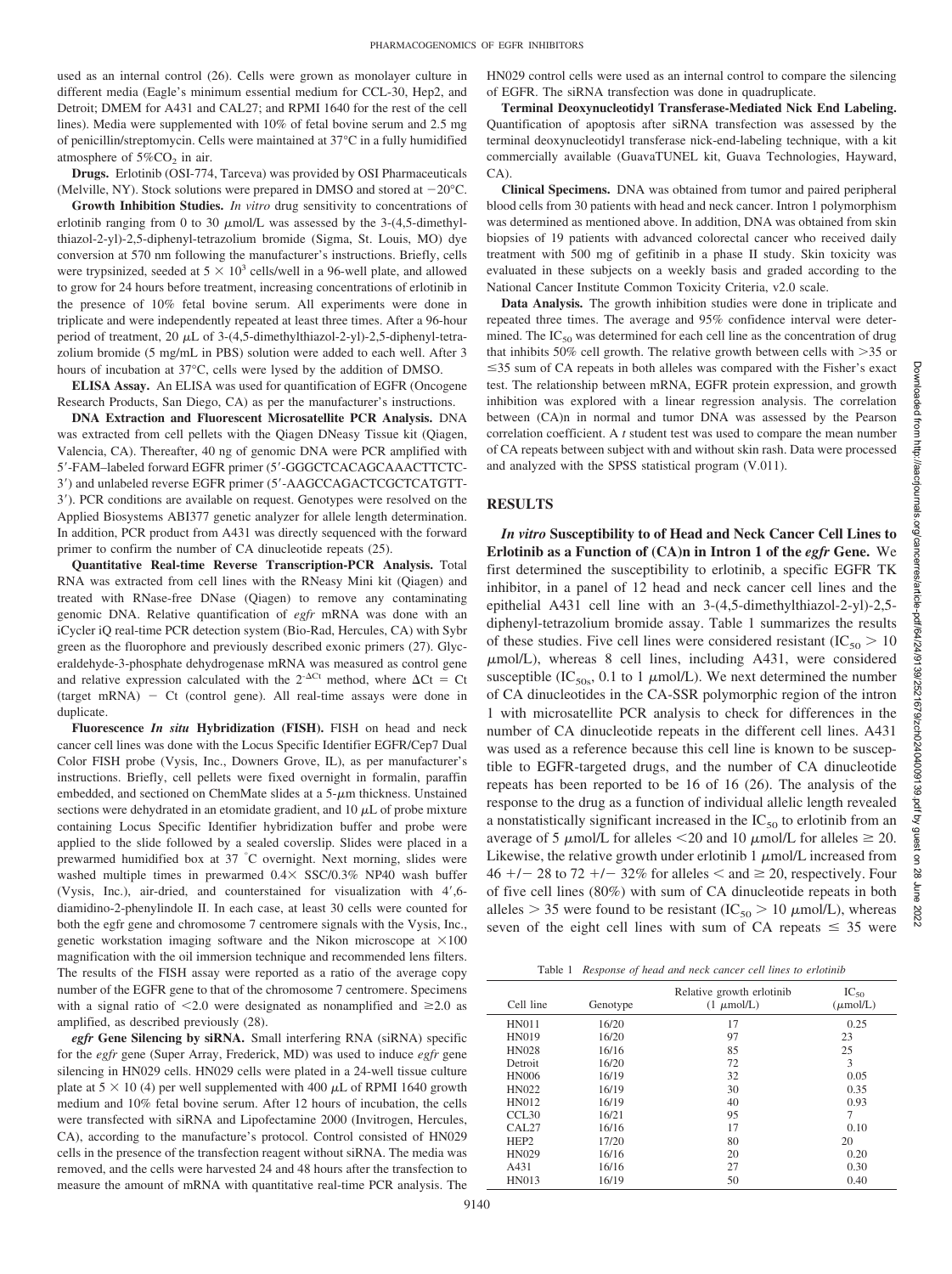used as an internal control (26). Cells were grown as monolayer culture in different media (Eagle's minimum essential medium for CCL-30, Hep2, and Detroit; DMEM for A431 and CAL27; and RPMI 1640 for the rest of the cell lines). Media were supplemented with 10% of fetal bovine serum and 2.5 mg of penicillin/streptomycin. Cells were maintained at 37°C in a fully humidified atmosphere of 5%$CO_2$ in air.

**Drugs.** Erlotinib (OSI-774, Tarceva) was provided by OSI Pharmaceuticals (Melville, NY). Stock solutions were prepared in DMSO and stored at −20°C.

**Growth Inhibition Studies.** *In vitro* drug sensitivity to concentrations of erlotinib ranging from 0 to 30 μmol/L was assessed by the 3-(4,5-dimethylthiazol-2-yl)-2,5-diphenyl-tetrazolium bromide (Sigma, St. Louis, MO) dye conversion at 570 nm following the manufacturer's instructions. Briefly, cells were trypsinized, seeded at $5 \times 10^3$ cells/well in a 96-well plate, and allowed to grow for 24 hours before treatment, increasing concentrations of erlotinib in the presence of 10% fetal bovine serum. All experiments were done in triplicate and were independently repeated at least three times. After a 96-hour period of treatment, 20 μL of 3-(4,5-dimethylthiazol-2-yl)-2,5-diphenyl-tetrazolium bromide (5 mg/mL in PBS) solution were added to each well. After 3 hours of incubation at 37°C, cells were lysed by the addition of DMSO.

**ELISA Assay.** An ELISA was used for quantification of EGFR (Oncogene Research Products, San Diego, CA) as per the manufacturer's instructions.

**DNA Extraction and Fluorescent Microsatellite PCR Analysis.** DNA was extracted from cell pellets with the Qiagen DNeasy Tissue kit (Qiagen, Valencia, CA). Thereafter, 40 ng of genomic DNA were PCR amplified with 5′-FAM–labeled forward EGFR primer (5′-GGGCTCACAGCAAACTTCTC-3′) and unlabeled reverse EGFR primer (5′-AAGCCAGACTCGCTCATGTT-3′). PCR conditions are available on request. Genotypes were resolved on the Applied Biosystems ABI377 genetic analyzer for allele length determination. In addition, PCR product from A431 was directly sequenced with the forward primer to confirm the number of CA dinucleotide repeats (25).

**Quantitative Real-time Reverse Transcription-PCR Analysis.** Total RNA was extracted from cell lines with the RNeasy Mini kit (Qiagen) and treated with RNase-free DNase (Qiagen) to remove any contaminating genomic DNA. Relative quantification of *egfr* mRNA was done with an iCycler iQ real-time PCR detection system (Bio-Rad, Hercules, CA) with Sybr green as the fluorophore and previously described exonic primers (27). Glyceraldehyde-3-phosphate dehydrogenase mRNA was measured as control gene and relative expression calculated with the $2^{-\Delta Ct}$ method, where $\Delta Ct$ = Ct (target mRNA) − Ct (control gene). All real-time assays were done in duplicate.

**Fluorescence *In situ* Hybridization (FISH).** FISH on head and neck cancer cell lines was done with the Locus Specific Identifier EGFR/Cep7 Dual Color FISH probe (Vysis, Inc., Downers Grove, IL), as per manufacturer's instructions. Briefly, cell pellets were fixed overnight in formalin, paraffin embedded, and sectioned on ChemMate slides at a 5-μm thickness. Unstained sections were dehydrated in an etomidate gradient, and 10 μL of probe mixture containing Locus Specific Identifier hybridization buffer and probe were applied to the slide followed by a sealed coverslip. Slides were placed in a prewarmed humidified box at 37 °C overnight. Next morning, slides were washed multiple times in prewarmed 0.4× SSC/0.3% NP40 wash buffer (Vysis, Inc.), air-dried, and counterstained for visualization with 4′,6-diamidino-2-phenylindole II. In each case, at least 30 cells were counted for both the egfr gene and chromosome 7 centromere signals with the Vysis, Inc., genetic workstation imaging software and the Nikon microscope at ×100 magnification with the oil immersion technique and recommended lens filters. The results of the FISH assay were reported as a ratio of the average copy number of the EGFR gene to that of the chromosome 7 centromere. Specimens with a signal ratio of <2.0 were designated as nonamplified and ≥2.0 as amplified, as described previously (28).

***egfr* Gene Silencing by siRNA.** Small interfering RNA (siRNA) specific for the *egfr* gene (Super Array, Frederick, MD) was used to induce *egfr* gene silencing in HN029 cells. HN029 cells were plated in a 24-well tissue culture plate at 5 × 10 (4) per well supplemented with 400 μL of RPMI 1640 growth medium and 10% fetal bovine serum. After 12 hours of incubation, the cells were transfected with siRNA and Lipofectamine 2000 (Invitrogen, Hercules, CA), according to the manufacture's protocol. Control consisted of HN029 cells in the presence of the transfection reagent without siRNA. The media was removed, and the cells were harvested 24 and 48 hours after the transfection to measure the amount of mRNA with quantitative real-time PCR analysis. The HN029 control cells were used as an internal control to compare the silencing of EGFR. The siRNA transfection was done in quadruplicate.

**Terminal Deoxynucleotidyl Transferase-Mediated Nick End Labeling.** Quantification of apoptosis after siRNA transfection was assessed by the terminal deoxynucleotidyl transferase nick-end-labeling technique, with a kit commercially available (GuavaTUNEL kit, Guava Technologies, Hayward, CA).

**Clinical Specimens.** DNA was obtained from tumor and paired peripheral blood cells from 30 patients with head and neck cancer. Intron 1 polymorphism was determined as mentioned above. In addition, DNA was obtained from skin biopsies of 19 patients with advanced colorectal cancer who received daily treatment with 500 mg of gefitinib in a phase II study. Skin toxicity was evaluated in these subjects on a weekly basis and graded according to the National Cancer Institute Common Toxicity Criteria, v2.0 scale.

**Data Analysis.** The growth inhibition studies were done in triplicate and repeated three times. The average and 95% confidence interval were determined. The $IC_{50}$ was determined for each cell line as the concentration of drug that inhibits 50% cell growth. The relative growth between cells with >35 or ≤35 sum of CA repeats in both alleles was compared with the Fisher's exact test. The relationship between mRNA, EGFR protein expression, and growth inhibition was explored with a linear regression analysis. The correlation between (CA)n in normal and tumor DNA was assessed by the Pearson correlation coefficient. A *t* student test was used to compare the mean number of CA repeats between subject with and without skin rash. Data were processed and analyzed with the SPSS statistical program (V.011).

## RESULTS

***In vitro* Susceptibility to of Head and Neck Cancer Cell Lines to Erlotinib as a Function of (CA)n in Intron 1 of the *egfr* Gene.** We first determined the susceptibility to erlotinib, a specific EGFR TK inhibitor, in a panel of 12 head and neck cancer cell lines and the epithelial A431 cell line with an 3-(4,5-dimethylthiazol-2-yl)-2,5-diphenyl-tetrazolium bromide assay. Table 1 summarizes the results of these studies. Five cell lines were considered resistant ($IC_{50}$ > 10 μmol/L), whereas 8 cell lines, including A431, were considered susceptible ($IC_{50s}$, 0.1 to 1 μmol/L). We next determined the number of CA dinucleotides in the CA-SSR polymorphic region of the intron 1 with microsatellite PCR analysis to check for differences in the number of CA dinucleotide repeats in the different cell lines. A431 was used as a reference because this cell line is known to be susceptible to EGFR-targeted drugs, and the number of CA dinucleotide repeats has been reported to be 16 of 16 (26). The analysis of the response to the drug as a function of individual allelic length revealed a nonstatistically significant increased in the $IC_{50}$ to erlotinib from an average of 5 μmol/L for alleles <20 and 10 μmol/L for alleles ≥ 20. Likewise, the relative growth under erlotinib 1 μmol/L increased from 46 +/− 28 to 72 +/− 32% for alleles < and ≥ 20, respectively. Four of five cell lines (80%) with sum of CA dinucleotide repeats in both alleles > 35 were found to be resistant ($IC_{50}$ > 10 μmol/L), whereas seven of the eight cell lines with sum of CA repeats ≤ 35 were

Table 1 *Response of head and neck cancer cell lines to erlotinib*

| Cell line | Genotype | Relative growth erlotinib (1 μmol/L) | $IC_{50}$ (μmol/L) |
|---|---|---|---|
| HN011 | 16/20 | 17 | 0.25 |
| HN019 | 16/20 | 97 | 23 |
| HN028 | 16/16 | 85 | 25 |
| Detroit | 16/20 | 72 | 3 |
| HN006 | 16/19 | 32 | 0.05 |
| HN022 | 16/19 | 30 | 0.35 |
| HN012 | 16/19 | 40 | 0.93 |
| CCL30 | 16/21 | 95 | 7 |
| CAL27 | 16/16 | 17 | 0.10 |
| HEP2 | 17/20 | 80 | 20 |
| HN029 | 16/16 | 20 | 0.20 |
| A431 | 16/16 | 27 | 0.30 |
| HN013 | 16/19 | 50 | 0.40 |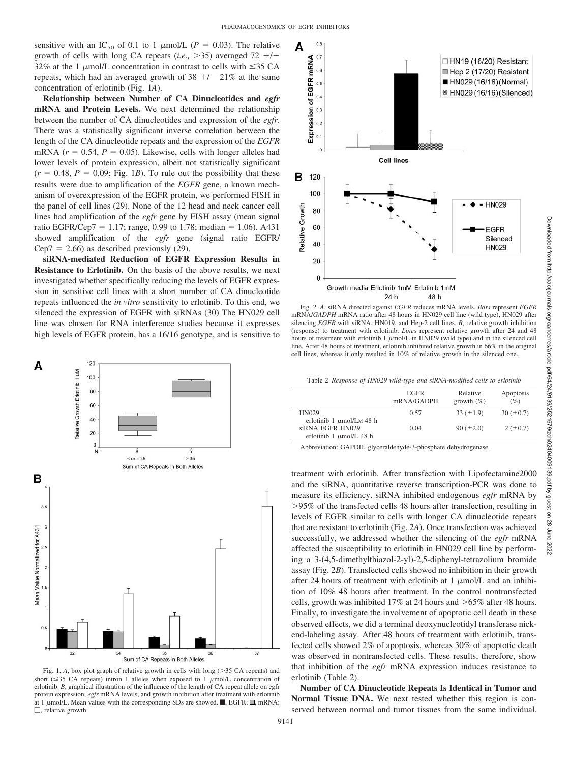sensitive with an $IC_{50}$ of 0.1 to 1 μmol/L ($P = 0.03$). The relative growth of cells with long CA repeats (*i.e.,* >35) averaged 72 +/− 32% at the 1 μmol/L concentration in contrast to cells with ≤35 CA repeats, which had an averaged growth of 38 +/− 21% at the same concentration of erlotinib (Fig. 1*A*).

**Relationship between Number of CA Dinucleotides and *egfr* mRNA and Protein Levels.** We next determined the relationship between the number of CA dinucleotides and expression of the *egfr*. There was a statistically significant inverse correlation between the length of the CA dinucleotide repeats and the expression of the *EGFR* mRNA ($r = 0.54$, $P = 0.05$). Likewise, cells with longer alleles had lower levels of protein expression, albeit not statistically significant ($r = 0.48$, $P = 0.09$; Fig. 1*B*). To rule out the possibility that these results were due to amplification of the *EGFR* gene, a known mechanism of overexpression of the EGFR protein, we performed FISH in the panel of cell lines (29). None of the 12 head and neck cancer cell lines had amplification of the *egfr* gene by FISH assay (mean signal ratio EGFR/Cep7 = 1.17; range, 0.99 to 1.78; median = 1.06). A431 showed amplification of the *egfr* gene (signal ratio EGFR/Cep7 = 2.66) as described previously (29).

**siRNA-mediated Reduction of EGFR Expression Results in Resistance to Erlotinib.** On the basis of the above results, we next investigated whether specifically reducing the levels of EGFR expression in sensitive cell lines with a short number of CA dinucleotide repeats influenced the *in vitro* sensitivity to erlotinib. To this end, we silenced the expression of EGFR with siRNAs (30) The HN029 cell line was chosen for RNA interference studies because it expresses high levels of EGFR protein, has a 16/16 genotype, and is sensitive to treatment with erlotinib. After transfection with Lipofectamine2000 and the siRNA, quantitative reverse transcription-PCR was done to measure its efficiency. siRNA inhibited endogenous *egfr* mRNA by >95% of the transfected cells 48 hours after transfection, resulting in levels of EGFR similar to cells with longer CA dinucleotide repeats that are resistant to erlotinib (Fig. 2*A*). Once transfection was achieved successfully, we addressed whether the silencing of the *egfr* mRNA affected the susceptibility to erlotinib in HN029 cell line by performing a 3-(4,5-dimethylthiazol-2-yl)-2,5-diphenyl-tetrazolium bromide assay (Fig. 2*B*). Transfected cells showed no inhibition in their growth after 24 hours of treatment with erlotinib at 1 μmol/L and an inhibition of 10% 48 hours after treatment. In the control nontransfected cells, growth was inhibited 17% at 24 hours and >65% after 48 hours. Finally, to investigate the involvement of apoptotic cell death in these observed effects, we did a terminal deoxynucleotidyl transferase nick-end-labeling assay. After 48 hours of treatment with erlotinib, transfected cells showed 2% of apoptosis, whereas 30% of apoptotic death was observed in nontransfected cells. These results, therefore, show that inhibition of the *egfr* mRNA expression induces resistance to erlotinib (Table 2).

**Number of CA Dinucleotide Repeats Is Identical in Tumor and Normal Tissue DNA.** We next tested whether this region is conserved between normal and tumor tissues from the same individual.

Fig. 1. *A*, box plot graph of relative growth in cells with long (>35 CA repeats) and short (≤35 CA repeats) intron 1 alleles when exposed to 1 μmol/L concentration of erlotinib. *B*, graphical illustration of the influence of the length of CA repeat allele on egfr protein expression, *egfr* mRNA levels, and growth inhibition after treatment with erlotinib at 1 μmol/L. Mean values with the corresponding SDs are showed. ■, EGFR; ▨, mRNA; □, relative growth.

Fig. 2. *A*. siRNA directed against *EGFR* reduces mRNA levels. *Bars* represent *EGFR* mRNA/*GADPH* mRNA ratio after 48 hours in HN029 cell line (wild type), HN029 after silencing *EGFR* with siRNA, HN019, and Hep-2 cell lines. *B*, relative growth inhibition (response) to treatment with erlotinib. *Lines* represent relative growth after 24 and 48 hours of treatment with erlotinib 1 μmol/L in HN029 (wild type) and in the silenced cell line. After 48 hours of treatment, erlotinib inhibited relative growth in 66% in the original cell lines, whereas it only resulted in 10% of relative growth in the silenced one.

Table 2 *Response of HN029 wild-type and siRNA-modified cells to erlotinib*

| | EGFR mRNA/GADPH | Relative growth (%) | Apoptosis (%) |
|---|---|---|---|
| HN029 erlotinib 1 μmol/LM 48 h | 0.57 | 33 (±1.9) | 30 (±0.7) |
| siRNA EGFR HN029 erlotinib 1 μmol/L 48 h | 0.04 | 90 (±2.0) | 2 (±0.7) |

Abbreviation: GAPDH, glyceraldehyde-3-phosphate dehydrogenase.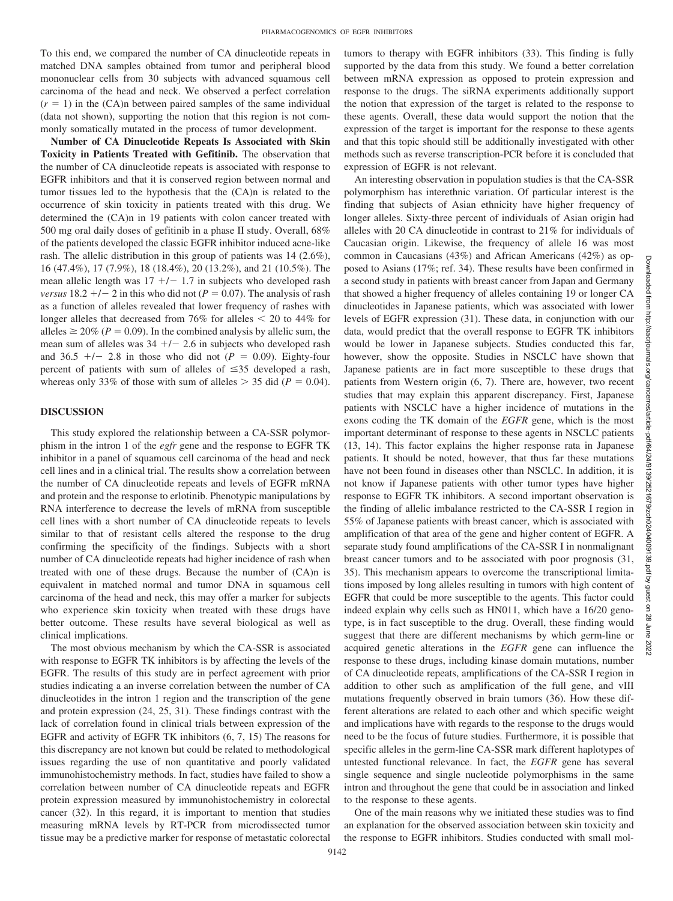To this end, we compared the number of CA dinucleotide repeats in matched DNA samples obtained from tumor and peripheral blood mononuclear cells from 30 subjects with advanced squamous cell carcinoma of the head and neck. We observed a perfect correlation ($r = 1$) in the (CA)n between paired samples of the same individual (data not shown), supporting the notion that this region is not commonly somatically mutated in the process of tumor development.

**Number of CA Dinucleotide Repeats Is Associated with Skin Toxicity in Patients Treated with Gefitinib.** The observation that the number of CA dinucleotide repeats is associated with response to EGFR inhibitors and that it is conserved region between normal and tumor tissues led to the hypothesis that the (CA)n is related to the occurrence of skin toxicity in patients treated with this drug. We determined the (CA)n in 19 patients with colon cancer treated with 500 mg oral daily doses of gefitinib in a phase II study. Overall, 68% of the patients developed the classic EGFR inhibitor induced acne-like rash. The allelic distribution in this group of patients was 14 (2.6%), 16 (47.4%), 17 (7.9%), 18 (18.4%), 20 (13.2%), and 21 (10.5%). The mean allelic length was 17 +/− 1.7 in subjects who developed rash *versus* 18.2 +/− 2 in this who did not ($P = 0.07$). The analysis of rash as a function of alleles revealed that lower frequency of rashes with longer alleles that decreased from 76% for alleles < 20 to 44% for alleles ≥ 20% ($P = 0.09$). In the combined analysis by allelic sum, the mean sum of alleles was 34 +/− 2.6 in subjects who developed rash and 36.5 +/− 2.8 in those who did not ($P = 0.09$). Eighty-four percent of patients with sum of alleles of ≤35 developed a rash, whereas only 33% of those with sum of alleles > 35 did ($P = 0.04$).

## DISCUSSION

This study explored the relationship between a CA-SSR polymorphism in the intron 1 of the *egfr* gene and the response to EGFR TK inhibitor in a panel of squamous cell carcinoma of the head and neck cell lines and in a clinical trial. The results show a correlation between the number of CA dinucleotide repeats and levels of EGFR mRNA and protein and the response to erlotinib. Phenotypic manipulations by RNA interference to decrease the levels of mRNA from susceptible cell lines with a short number of CA dinucleotide repeats to levels similar to that of resistant cells altered the response to the drug confirming the specificity of the findings. Subjects with a short number of CA dinucleotide repeats had higher incidence of rash when treated with one of these drugs. Because the number of (CA)n is equivalent in matched normal and tumor DNA in squamous cell carcinoma of the head and neck, this may offer a marker for subjects who experience skin toxicity when treated with these drugs have better outcome. These results have several biological as well as clinical implications.

The most obvious mechanism by which the CA-SSR is associated with response to EGFR TK inhibitors is by affecting the levels of the EGFR. The results of this study are in perfect agreement with prior studies indicating a an inverse correlation between the number of CA dinucleotides in the intron 1 region and the transcription of the gene and protein expression (24, 25, 31). These findings contrast with the lack of correlation found in clinical trials between expression of the EGFR and activity of EGFR TK inhibitors (6, 7, 15) The reasons for this discrepancy are not known but could be related to methodological issues regarding the use of non quantitative and poorly validated immunohistochemistry methods. In fact, studies have failed to show a correlation between number of CA dinucleotide repeats and EGFR protein expression measured by immunohistochemistry in colorectal cancer (32). In this regard, it is important to mention that studies measuring mRNA levels by RT-PCR from microdissected tumor tissue may be a predictive marker for response of metastatic colorectal tumors to therapy with EGFR inhibitors (33). This finding is fully supported by the data from this study. We found a better correlation between mRNA expression as opposed to protein expression and response to the drugs. The siRNA experiments additionally support the notion that expression of the target is related to the response to these agents. Overall, these data would support the notion that the expression of the target is important for the response to these agents and that this topic should still be additionally investigated with other methods such as reverse transcription-PCR before it is concluded that expression of EGFR is not relevant.

An interesting observation in population studies is that the CA-SSR polymorphism has interethnic variation. Of particular interest is the finding that subjects of Asian ethnicity have higher frequency of longer alleles. Sixty-three percent of individuals of Asian origin had alleles with 20 CA dinucleotide in contrast to 21% for individuals of Caucasian origin. Likewise, the frequency of allele 16 was most common in Caucasians (43%) and African Americans (42%) as opposed to Asians (17%; ref. 34). These results have been confirmed in a second study in patients with breast cancer from Japan and Germany that showed a higher frequency of alleles containing 19 or longer CA dinucleotides in Japanese patients, which was associated with lower levels of EGFR expression (31). These data, in conjunction with our data, would predict that the overall response to EGFR TK inhibitors would be lower in Japanese subjects. Studies conducted this far, however, show the opposite. Studies in NSCLC have shown that Japanese patients are in fact more susceptible to these drugs that patients from Western origin (6, 7). There are, however, two recent studies that may explain this apparent discrepancy. First, Japanese patients with NSCLC have a higher incidence of mutations in the exons coding the TK domain of the *EGFR* gene, which is the most important determinant of response to these agents in NSCLC patients (13, 14). This factor explains the higher response rata in Japanese patients. It should be noted, however, that thus far these mutations have not been found in diseases other than NSCLC. In addition, it is not know if Japanese patients with other tumor types have higher response to EGFR TK inhibitors. A second important observation is the finding of allelic imbalance restricted to the CA-SSR I region in 55% of Japanese patients with breast cancer, which is associated with amplification of that area of the gene and higher content of EGFR. A separate study found amplifications of the CA-SSR I in nonmalignant breast cancer tumors and to be associated with poor prognosis (31, 35). This mechanism appears to overcome the transcriptional limitations imposed by long alleles resulting in tumors with high content of EGFR that could be more susceptible to the agents. This factor could indeed explain why cells such as HN011, which have a 16/20 genotype, is in fact susceptible to the drug. Overall, these finding would suggest that there are different mechanisms by which germ-line or acquired genetic alterations in the *EGFR* gene can influence the response to these drugs, including kinase domain mutations, number of CA dinucleotide repeats, amplifications of the CA-SSR I region in addition to other such as amplification of the full gene, and vIII mutations frequently observed in brain tumors (36). How these different alterations are related to each other and which specific weight and implications have with regards to the response to the drugs would need to be the focus of future studies. Furthermore, it is possible that specific alleles in the germ-line CA-SSR mark different haplotypes of untested functional relevance. In fact, the *EGFR* gene has several single sequence and single nucleotide polymorphisms in the same intron and throughout the gene that could be in association and linked to the response to these agents.

One of the main reasons why we initiated these studies was to find an explanation for the observed association between skin toxicity and the response to EGFR inhibitors. Studies conducted with small mol-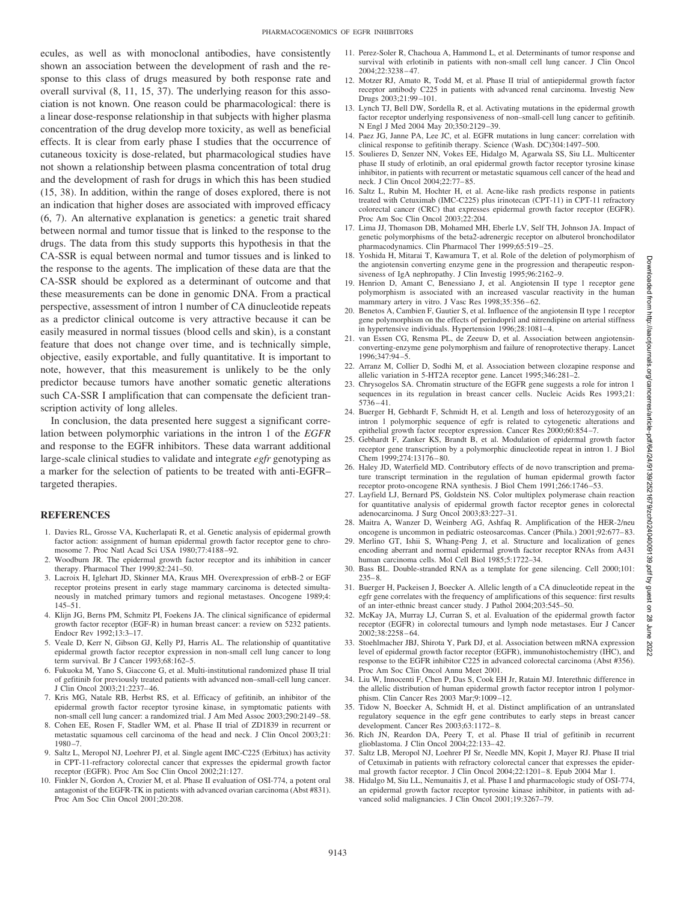ecules, as well as with monoclonal antibodies, have consistently shown an association between the development of rash and the response to this class of drugs measured by both response rate and overall survival (8, 11, 15, 37). The underlying reason for this association is not known. One reason could be pharmacological: there is a linear dose-response relationship in that subjects with higher plasma concentration of the drug develop more toxicity, as well as beneficial effects. It is clear from early phase I studies that the occurrence of cutaneous toxicity is dose-related, but pharmacological studies have not shown a relationship between plasma concentration of total drug and the development of rash for drugs in which this has been studied (15, 38). In addition, within the range of doses explored, there is not an indication that higher doses are associated with improved efficacy (6, 7). An alternative explanation is genetics: a genetic trait shared between normal and tumor tissue that is linked to the response to the drugs. The data from this study supports this hypothesis in that the CA-SSR is equal between normal and tumor tissues and is linked to the response to the agents. The implication of these data are that the CA-SSR should be explored as a determinant of outcome and that these measurements can be done in genomic DNA. From a practical perspective, assessment of intron 1 number of CA dinucleotide repeats as a predictor clinical outcome is very attractive because it can be easily measured in normal tissues (blood cells and skin), is a constant feature that does not change over time, and is technically simple, objective, easily exportable, and fully quantitative. It is important to note, however, that this measurement is unlikely to be the only predictor because tumors have another somatic genetic alterations such CA-SSR I amplification that can compensate the deficient transcription activity of long alleles.

In conclusion, the data presented here suggest a significant correlation between polymorphic variations in the intron 1 of the *EGFR* and response to the EGFR inhibitors. These data warrant additional large-scale clinical studies to validate and integrate *egfr* genotyping as a marker for the selection of patients to be treated with anti-EGFR–targeted therapies.

## REFERENCES

1. Davies RL, Grosse VA, Kucherlapati R, et al. Genetic analysis of epidermal growth factor action: assignment of human epidermal growth factor receptor gene to chromosome 7. Proc Natl Acad Sci USA 1980;77:4188–92.
2. Woodburn JR. The epidermal growth factor receptor and its inhibition in cancer therapy. Pharmacol Ther 1999;82:241–50.
3. Lacroix H, Iglehart JD, Skinner MA, Kraus MH. Overexpression of erbB-2 or EGF receptor proteins present in early stage mammary carcinoma is detected simultaneously in matched primary tumors and regional metastases. Oncogene 1989;4:145–51.
4. Klijn JG, Berns PM, Schmitz PI, Foekens JA. The clinical significance of epidermal growth factor receptor (EGF-R) in human breast cancer: a review on 5232 patients. Endocr Rev 1992;13:3–17.
5. Veale D, Kerr N, Gibson GJ, Kelly PJ, Harris AL. The relationship of quantitative epidermal growth factor receptor expression in non-small cell lung cancer to long term survival. Br J Cancer 1993;68:162–5.
6. Fukuoka M, Yano S, Giaccone G, et al. Multi-institutional randomized phase II trial of gefitinib for previously treated patients with advanced non–small-cell lung cancer. J Clin Oncol 2003;21:2237–46.
7. Kris MG, Natale RB, Herbst RS, et al. Efficacy of gefitinib, an inhibitor of the epidermal growth factor receptor tyrosine kinase, in symptomatic patients with non-small cell lung cancer: a randomized trial. J Am Med Assoc 2003;290:2149–58.
8. Cohen EE, Rosen F, Stadler WM, et al. Phase II trial of ZD1839 in recurrent or metastatic squamous cell carcinoma of the head and neck. J Clin Oncol 2003;21:1980–7.
9. Saltz L, Meropol NJ, Loehrer PJ, et al. Single agent IMC-C225 (Erbitux) has activity in CPT-11-refractory colorectal cancer that expresses the epidermal growth factor receptor (EGFR). Proc Am Soc Clin Oncol 2002;21:127.
10. Finkler N, Gordon A, Crozier M, et al. Phase II evaluation of OSI-774, a potent oral antagonist of the EGFR-TK in patients with advanced ovarian carcinoma (Abst #831). Proc Am Soc Clin Oncol 2001;20:208.
11. Perez-Soler R, Chachoua A, Hammond L, et al. Determinants of tumor response and survival with erlotinib in patients with non-small cell lung cancer. J Clin Oncol 2004;22:3238–47.
12. Motzer RJ, Amato R, Todd M, et al. Phase II trial of antiepidermal growth factor receptor antibody C225 in patients with advanced renal carcinoma. Investig New Drugs 2003;21:99–101.
13. Lynch TJ, Bell DW, Sordella R, et al. Activating mutations in the epidermal growth factor receptor underlying responsiveness of non–small-cell lung cancer to gefitinib. N Engl J Med 2004 May 20;350:2129–39.
14. Paez JG, Janne PA, Lee JC, et al. EGFR mutations in lung cancer: correlation with clinical response to gefitinib therapy. Science (Wash. DC)304:1497–500.
15. Soulieres D, Senzer NN, Vokes EE, Hidalgo M, Agarwala SS, Siu LL. Multicenter phase II study of erlotinib, an oral epidermal growth factor receptor tyrosine kinase inhibitor, in patients with recurrent or metastatic squamous cell cancer of the head and neck. J Clin Oncol 2004;22:77–85.
16. Saltz L, Rubin M, Hochter H, et al. Acne-like rash predicts response in patients treated with Cetuximab (IMC-C225) plus irinotecan (CPT-11) in CPT-11 refractory colorectal cancer (CRC) that expresses epidermal growth factor receptor (EGFR). Proc Am Soc Clin Oncol 2003;22:204.
17. Lima JJ, Thomason DB, Mohamed MH, Eberle LV, Self TH, Johnson JA. Impact of genetic polymorphisms of the beta2-adrenergic receptor on albuterol bronchodilator pharmacodynamics. Clin Pharmacol Ther 1999;65:519–25.
18. Yoshida H, Mitarai T, Kawamura T, et al. Role of the deletion of polymorphism of the angiotensin converting enzyme gene in the progression and therapeutic responsiveness of IgA nephropathy. J Clin Investig 1995;96:2162–9.
19. Henrion D, Amant C, Benessiano J, et al. Angiotensin II type 1 receptor gene polymorphism is associated with an increased vascular reactivity in the human mammary artery in vitro. J Vasc Res 1998;35:356–62.
20. Benetos A, Cambien F, Gautier S, et al. Influence of the angiotensin II type 1 receptor gene polymorphism on the effects of perindopril and nitrendipine on arterial stiffness in hypertensive individuals. Hypertension 1996;28:1081–4.
21. van Essen CG, Rensma PL, de Zeeuw D, et al. Association between angiotensin-converting-enzyme gene polymorphism and failure of renoprotective therapy. Lancet 1996;347:94–5.
22. Arranz M, Collier D, Sodhi M, et al. Association between clozapine response and allelic variation in 5-HT2A receptor gene. Lancet 1995;346:281–2.
23. Chrysogelos SA. Chromatin structure of the EGFR gene suggests a role for intron 1 sequences in its regulation in breast cancer cells. Nucleic Acids Res 1993;21:5736–41.
24. Buerger H, Gebhardt F, Schmidt H, et al. Length and loss of heterozygosity of an intron 1 polymorphic sequence of egfr is related to cytogenetic alterations and epithelial growth factor receptor expression. Cancer Res 2000;60:854–7.
25. Gebhardt F, Zanker KS, Brandt B, et al. Modulation of epidermal growth factor receptor gene transcription by a polymorphic dinucleotide repeat in intron 1. J Biol Chem 1999;274:13176–80.
26. Haley JD, Waterfield MD. Contributory effects of de novo transcription and premature transcript termination in the regulation of human epidermal growth factor receptor proto-oncogene RNA synthesis. J Biol Chem 1991;266:1746–53.
27. Layfield LJ, Bernard PS, Goldstein NS. Color multiplex polymerase chain reaction for quantitative analysis of epidermal growth factor receptor genes in colorectal adenocarcinoma. J Surg Oncol 2003;83:227–31.
28. Maitra A, Wanzer D, Weinberg AG, Ashfaq R. Amplification of the HER-2/neu oncogene is uncommon in pediatric osteosarcomas. Cancer (Phila.) 2001;92:677–83.
29. Merlino GT, Ishii S, Whang-Peng J, et al. Structure and localization of genes encoding aberrant and normal epidermal growth factor receptor RNAs from A431 human carcinoma cells. Mol Cell Biol 1985;5:1722–34.
30. Bass BL. Double-stranded RNA as a template for gene silencing. Cell 2000;101:235–8.
31. Buerger H, Packeisen J, Boecker A. Allelic length of a CA dinucleotide repeat in the egfr gene correlates with the frequency of amplifications of this sequence: first results of an inter-ethnic breast cancer study. J Pathol 2004;203:545–50.
32. McKay JA, Murray LJ, Curran S, et al. Evaluation of the epidermal growth factor receptor (EGFR) in colorectal tumours and lymph node metastases. Eur J Cancer 2002;38:2258–64.
33. Stoehlmacher JBJ, Shirota Y, Park DJ, et al. Association between mRNA expression level of epidermal growth factor receptor (EGFR), immunohistochemistry (IHC), and response to the EGFR inhibitor C225 in advanced colorectal carcinoma (Abst #356). Proc Am Soc Clin Oncol Annu Meet 2001.
34. Liu W, Innocenti F, Chen P, Das S, Cook EH Jr, Ratain MJ. Interethnic difference in the allelic distribution of human epidermal growth factor receptor intron 1 polymorphism. Clin Cancer Res 2003 Mar;9:1009–12.
35. Tidow N, Boecker A, Schmidt H, et al. Distinct amplification of an untranslated regulatory sequence in the egfr gene contributes to early steps in breast cancer development. Cancer Res 2003;63:1172–8.
36. Rich JN, Reardon DA, Peery T, et al. Phase II trial of gefitinib in recurrent glioblastoma. J Clin Oncol 2004;22:133–42.
37. Saltz LB, Meropol NJ, Loehrer PJ Sr, Needle MN, Kopit J, Mayer RJ. Phase II trial of Cetuximab in patients with refractory colorectal cancer that expresses the epidermal growth factor receptor. J Clin Oncol 2004;22:1201–8. Epub 2004 Mar 1.
38. Hidalgo M, Siu LL, Nemunaitis J, et al. Phase I and pharmacologic study of OSI-774, an epidermal growth factor receptor tyrosine kinase inhibitor, in patients with advanced solid malignancies. J Clin Oncol 2001;19:3267–79.